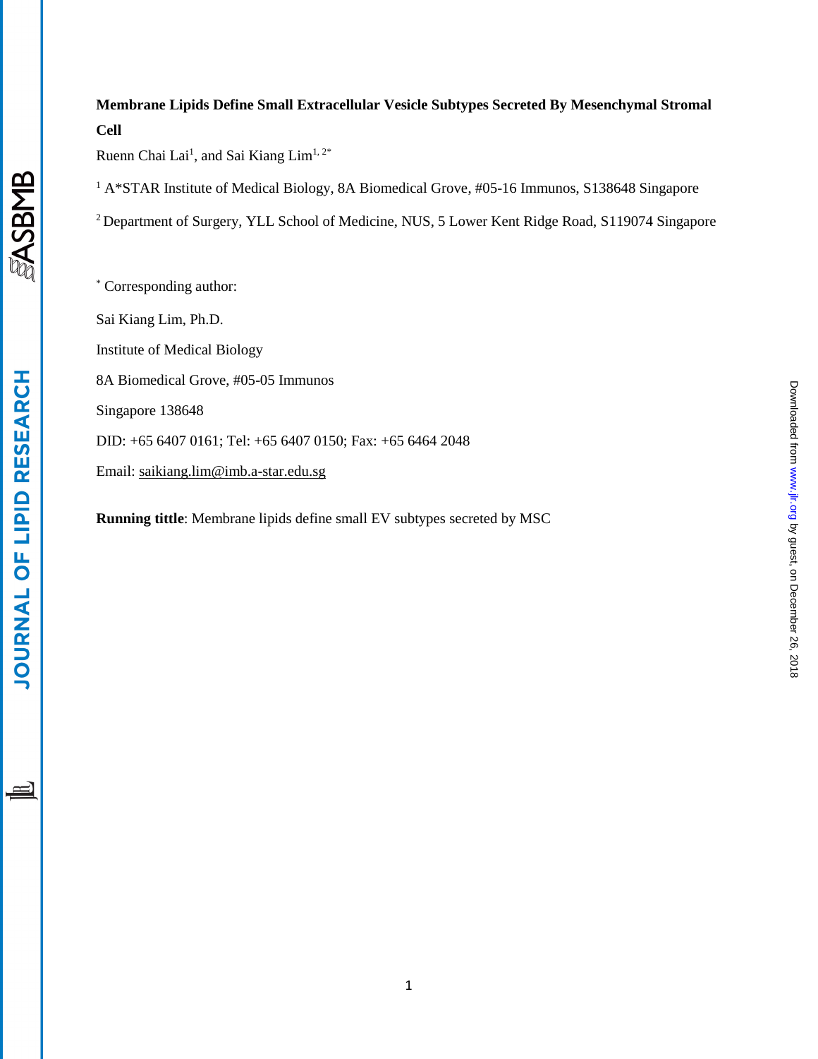**Membrane Lipids Define Small Extracellular Vesicle Subtypes Secreted By Mesenchymal Stromal Cell**

Ruenn Chai Lai[1], and Sai Kiang Lim[1, 2*]

[1] A*STAR Institute of Medical Biology, 8A Biomedical Grove, #05-16 Immunos, S138648 Singapore

[2] Department of Surgery, YLL School of Medicine, NUS, 5 Lower Kent Ridge Road, S119074 Singapore

[*] Corresponding author:

Sai Kiang Lim, Ph.D.

Institute of Medical Biology

8A Biomedical Grove, #05-05 Immunos

Singapore 138648

DID: +65 6407 0161; Tel: +65 6407 0150; Fax: +65 6464 2048

Email: saikiang.lim@imb.a-star.edu.sg

**Running tittle**: Membrane lipids define small EV subtypes secreted by MSC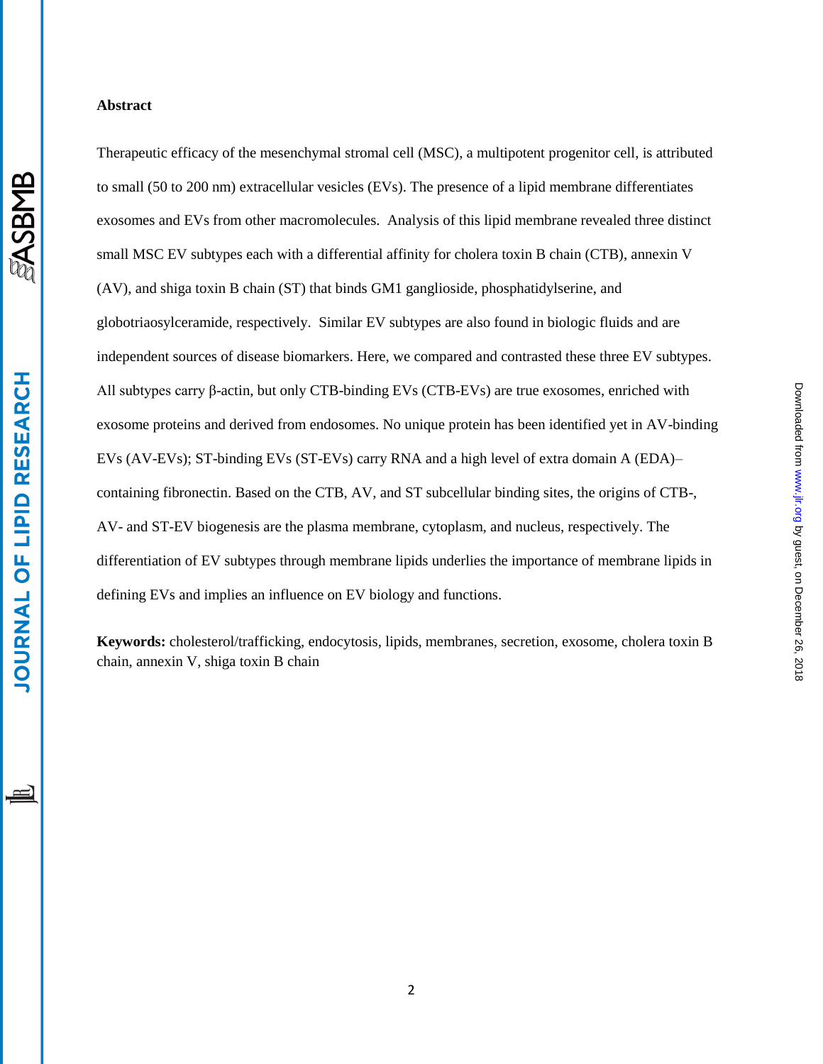**Abstract**

Therapeutic efficacy of the mesenchymal stromal cell (MSC), a multipotent progenitor cell, is attributed to small (50 to 200 nm) extracellular vesicles (EVs). The presence of a lipid membrane differentiates exosomes and EVs from other macromolecules. Analysis of this lipid membrane revealed three distinct small MSC EV subtypes each with a differential affinity for cholera toxin B chain (CTB), annexin V (AV), and shiga toxin B chain (ST) that binds GM1 ganglioside, phosphatidylserine, and globotriaosylceramide, respectively. Similar EV subtypes are also found in biologic fluids and are independent sources of disease biomarkers. Here, we compared and contrasted these three EV subtypes. All subtypes carry β-actin, but only CTB-binding EVs (CTB-EVs) are true exosomes, enriched with exosome proteins and derived from endosomes. No unique protein has been identified yet in AV-binding EVs (AV-EVs); ST-binding EVs (ST-EVs) carry RNA and a high level of extra domain A (EDA)–containing fibronectin. Based on the CTB, AV, and ST subcellular binding sites, the origins of CTB-, AV- and ST-EV biogenesis are the plasma membrane, cytoplasm, and nucleus, respectively. The differentiation of EV subtypes through membrane lipids underlies the importance of membrane lipids in defining EVs and implies an influence on EV biology and functions.

**Keywords:** cholesterol/trafficking, endocytosis, lipids, membranes, secretion, exosome, cholera toxin B chain, annexin V, shiga toxin B chain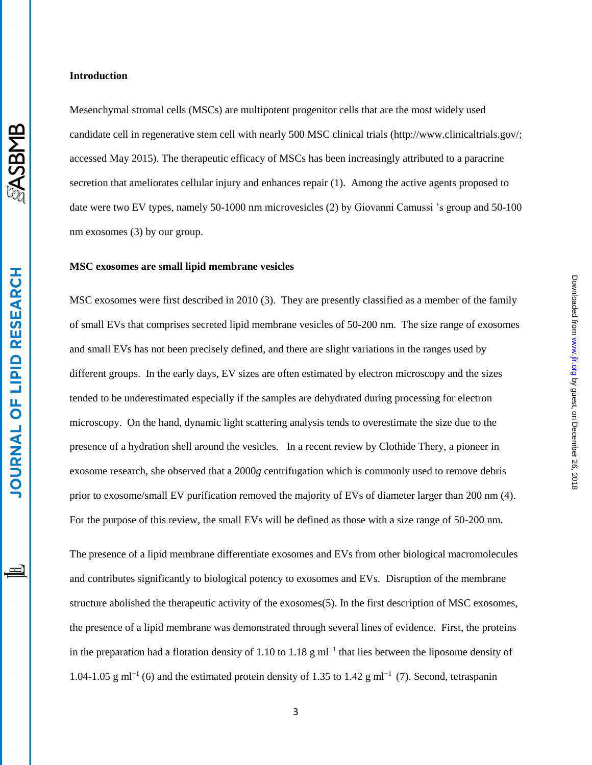## Introduction

Mesenchymal stromal cells (MSCs) are multipotent progenitor cells that are the most widely used candidate cell in regenerative stem cell with nearly 500 MSC clinical trials (http://www.clinicaltrials.gov/; accessed May 2015). The therapeutic efficacy of MSCs has been increasingly attributed to a paracrine secretion that ameliorates cellular injury and enhances repair (1). Among the active agents proposed to date were two EV types, namely 50-1000 nm microvesicles (2) by Giovanni Camussi 's group and 50-100 nm exosomes (3) by our group.

## MSC exosomes are small lipid membrane vesicles

MSC exosomes were first described in 2010 (3). They are presently classified as a member of the family of small EVs that comprises secreted lipid membrane vesicles of 50-200 nm. The size range of exosomes and small EVs has not been precisely defined, and there are slight variations in the ranges used by different groups. In the early days, EV sizes are often estimated by electron microscopy and the sizes tended to be underestimated especially if the samples are dehydrated during processing for electron microscopy. On the hand, dynamic light scattering analysis tends to overestimate the size due to the presence of a hydration shell around the vesicles. In a recent review by Clothide Thery, a pioneer in exosome research, she observed that a 2000*g* centrifugation which is commonly used to remove debris prior to exosome/small EV purification removed the majority of EVs of diameter larger than 200 nm (4). For the purpose of this review, the small EVs will be defined as those with a size range of 50-200 nm.

The presence of a lipid membrane differentiate exosomes and EVs from other biological macromolecules and contributes significantly to biological potency to exosomes and EVs. Disruption of the membrane structure abolished the therapeutic activity of the exosomes(5). In the first description of MSC exosomes, the presence of a lipid membrane was demonstrated through several lines of evidence. First, the proteins in the preparation had a flotation density of 1.10 to 1.18 g $ml^{-1}$ that lies between the liposome density of 1.04-1.05 g $ml^{-1}$ (6) and the estimated protein density of 1.35 to 1.42 g $ml^{-1}$ (7). Second, tetraspanin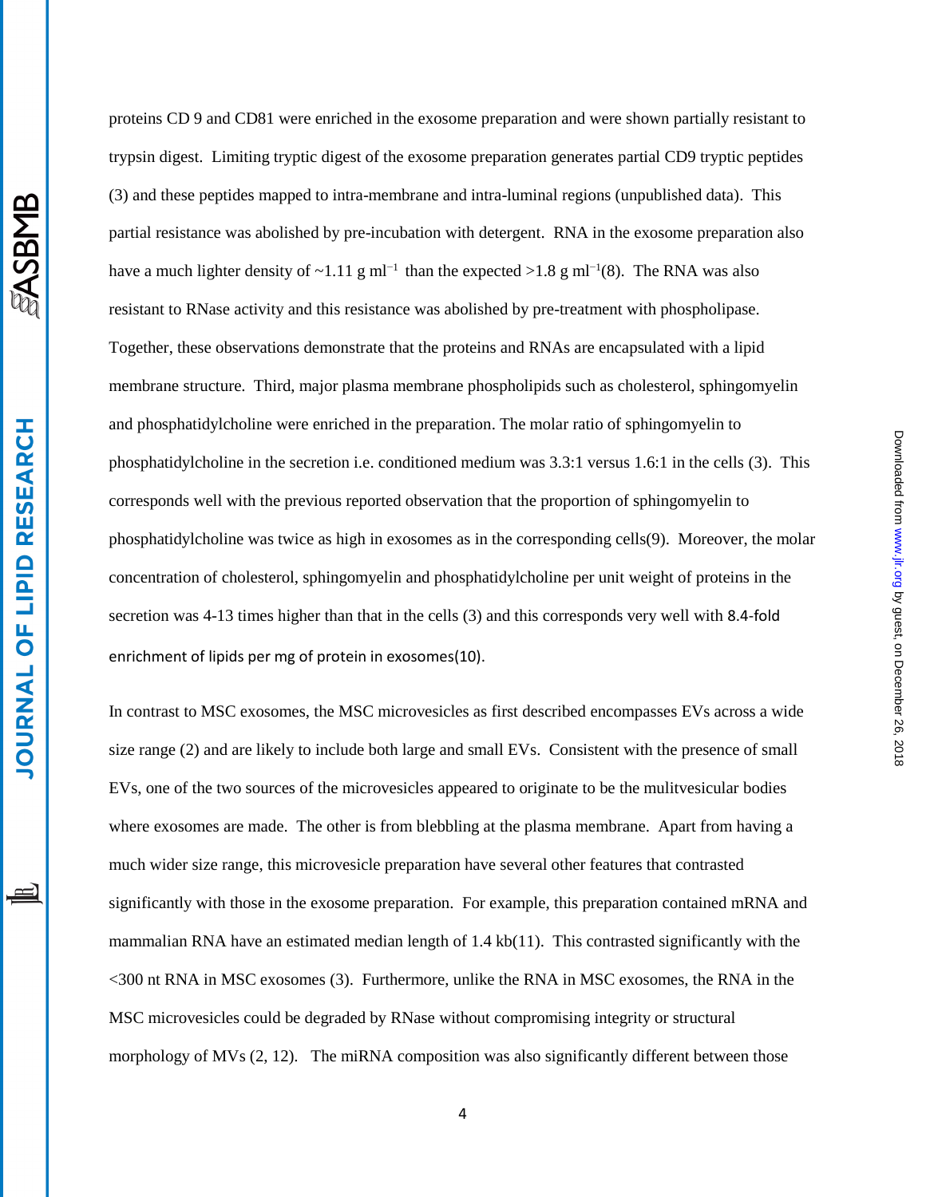proteins CD 9 and CD81 were enriched in the exosome preparation and were shown partially resistant to trypsin digest. Limiting tryptic digest of the exosome preparation generates partial CD9 tryptic peptides (3) and these peptides mapped to intra-membrane and intra-luminal regions (unpublished data). This partial resistance was abolished by pre-incubation with detergent. RNA in the exosome preparation also have a much lighter density of ~1.11 g $ml^{-1}$ than the expected >1.8 g $ml^{-1}$(8). The RNA was also resistant to RNase activity and this resistance was abolished by pre-treatment with phospholipase. Together, these observations demonstrate that the proteins and RNAs are encapsulated with a lipid membrane structure. Third, major plasma membrane phospholipids such as cholesterol, sphingomyelin and phosphatidylcholine were enriched in the preparation. The molar ratio of sphingomyelin to phosphatidylcholine in the secretion i.e. conditioned medium was 3.3:1 versus 1.6:1 in the cells (3). This corresponds well with the previous reported observation that the proportion of sphingomyelin to phosphatidylcholine was twice as high in exosomes as in the corresponding cells(9). Moreover, the molar concentration of cholesterol, sphingomyelin and phosphatidylcholine per unit weight of proteins in the secretion was 4-13 times higher than that in the cells (3) and this corresponds very well with 8.4-fold enrichment of lipids per mg of protein in exosomes(10).

In contrast to MSC exosomes, the MSC microvesicles as first described encompasses EVs across a wide size range (2) and are likely to include both large and small EVs. Consistent with the presence of small EVs, one of the two sources of the microvesicles appeared to originate to be the mulitvesicular bodies where exosomes are made. The other is from blebbling at the plasma membrane. Apart from having a much wider size range, this microvesicle preparation have several other features that contrasted significantly with those in the exosome preparation. For example, this preparation contained mRNA and mammalian RNA have an estimated median length of 1.4 kb(11). This contrasted significantly with the <300 nt RNA in MSC exosomes (3). Furthermore, unlike the RNA in MSC exosomes, the RNA in the MSC microvesicles could be degraded by RNase without compromising integrity or structural morphology of MVs (2, 12). The miRNA composition was also significantly different between those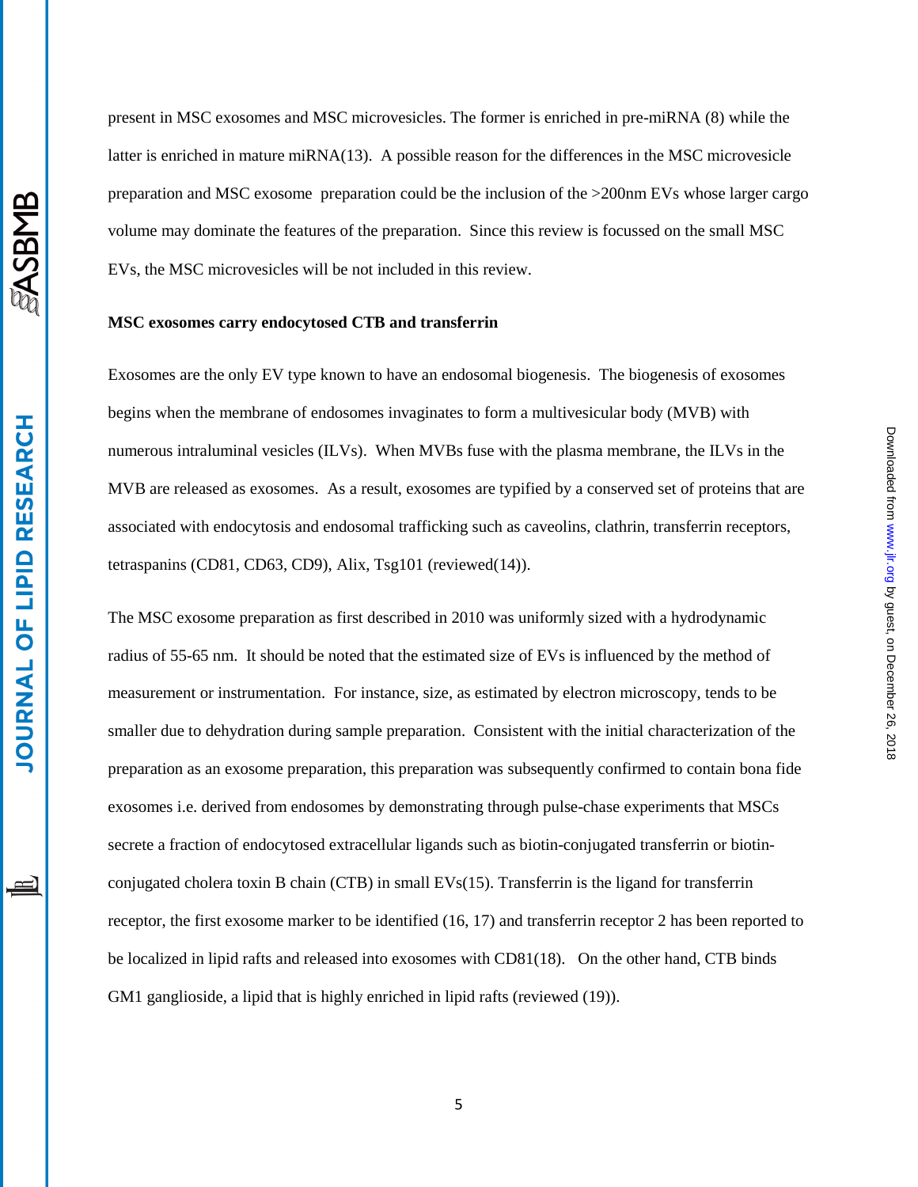present in MSC exosomes and MSC microvesicles. The former is enriched in pre-miRNA (8) while the latter is enriched in mature miRNA(13). A possible reason for the differences in the MSC microvesicle preparation and MSC exosome preparation could be the inclusion of the >200nm EVs whose larger cargo volume may dominate the features of the preparation. Since this review is focussed on the small MSC EVs, the MSC microvesicles will be not included in this review.

**MSC exosomes carry endocytosed CTB and transferrin**

Exosomes are the only EV type known to have an endosomal biogenesis. The biogenesis of exosomes begins when the membrane of endosomes invaginates to form a multivesicular body (MVB) with numerous intraluminal vesicles (ILVs). When MVBs fuse with the plasma membrane, the ILVs in the MVB are released as exosomes. As a result, exosomes are typified by a conserved set of proteins that are associated with endocytosis and endosomal trafficking such as caveolins, clathrin, transferrin receptors, tetraspanins (CD81, CD63, CD9), Alix, Tsg101 (reviewed(14)).

The MSC exosome preparation as first described in 2010 was uniformly sized with a hydrodynamic radius of 55-65 nm. It should be noted that the estimated size of EVs is influenced by the method of measurement or instrumentation. For instance, size, as estimated by electron microscopy, tends to be smaller due to dehydration during sample preparation. Consistent with the initial characterization of the preparation as an exosome preparation, this preparation was subsequently confirmed to contain bona fide exosomes i.e. derived from endosomes by demonstrating through pulse-chase experiments that MSCs secrete a fraction of endocytosed extracellular ligands such as biotin-conjugated transferrin or biotin-conjugated cholera toxin B chain (CTB) in small EVs(15). Transferrin is the ligand for transferrin receptor, the first exosome marker to be identified (16, 17) and transferrin receptor 2 has been reported to be localized in lipid rafts and released into exosomes with CD81(18). On the other hand, CTB binds GM1 ganglioside, a lipid that is highly enriched in lipid rafts (reviewed (19)).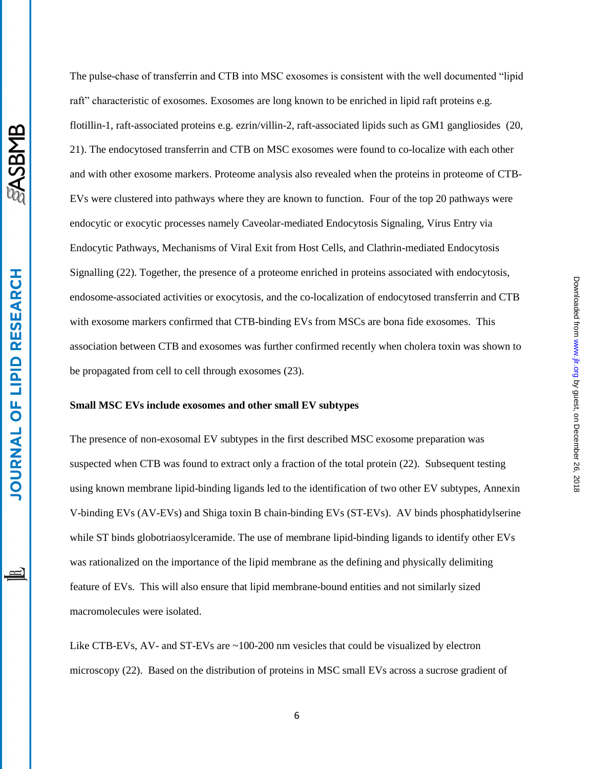The pulse-chase of transferrin and CTB into MSC exosomes is consistent with the well documented "lipid raft" characteristic of exosomes. Exosomes are long known to be enriched in lipid raft proteins e.g. flotillin-1, raft-associated proteins e.g. ezrin/villin-2, raft-associated lipids such as GM1 gangliosides (20, 21). The endocytosed transferrin and CTB on MSC exosomes were found to co-localize with each other and with other exosome markers. Proteome analysis also revealed when the proteins in proteome of CTB-EVs were clustered into pathways where they are known to function. Four of the top 20 pathways were endocytic or exocytic processes namely Caveolar-mediated Endocytosis Signaling, Virus Entry via Endocytic Pathways, Mechanisms of Viral Exit from Host Cells, and Clathrin-mediated Endocytosis Signalling (22). Together, the presence of a proteome enriched in proteins associated with endocytosis, endosome-associated activities or exocytosis, and the co-localization of endocytosed transferrin and CTB with exosome markers confirmed that CTB-binding EVs from MSCs are bona fide exosomes. This association between CTB and exosomes was further confirmed recently when cholera toxin was shown to be propagated from cell to cell through exosomes (23).

**Small MSC EVs include exosomes and other small EV subtypes**

The presence of non-exosomal EV subtypes in the first described MSC exosome preparation was suspected when CTB was found to extract only a fraction of the total protein (22). Subsequent testing using known membrane lipid-binding ligands led to the identification of two other EV subtypes, Annexin V-binding EVs (AV-EVs) and Shiga toxin B chain-binding EVs (ST-EVs). AV binds phosphatidylserine while ST binds globotriaosylceramide. The use of membrane lipid-binding ligands to identify other EVs was rationalized on the importance of the lipid membrane as the defining and physically delimiting feature of EVs. This will also ensure that lipid membrane-bound entities and not similarly sized macromolecules were isolated.

Like CTB-EVs, AV- and ST-EVs are ~100-200 nm vesicles that could be visualized by electron microscopy (22). Based on the distribution of proteins in MSC small EVs across a sucrose gradient of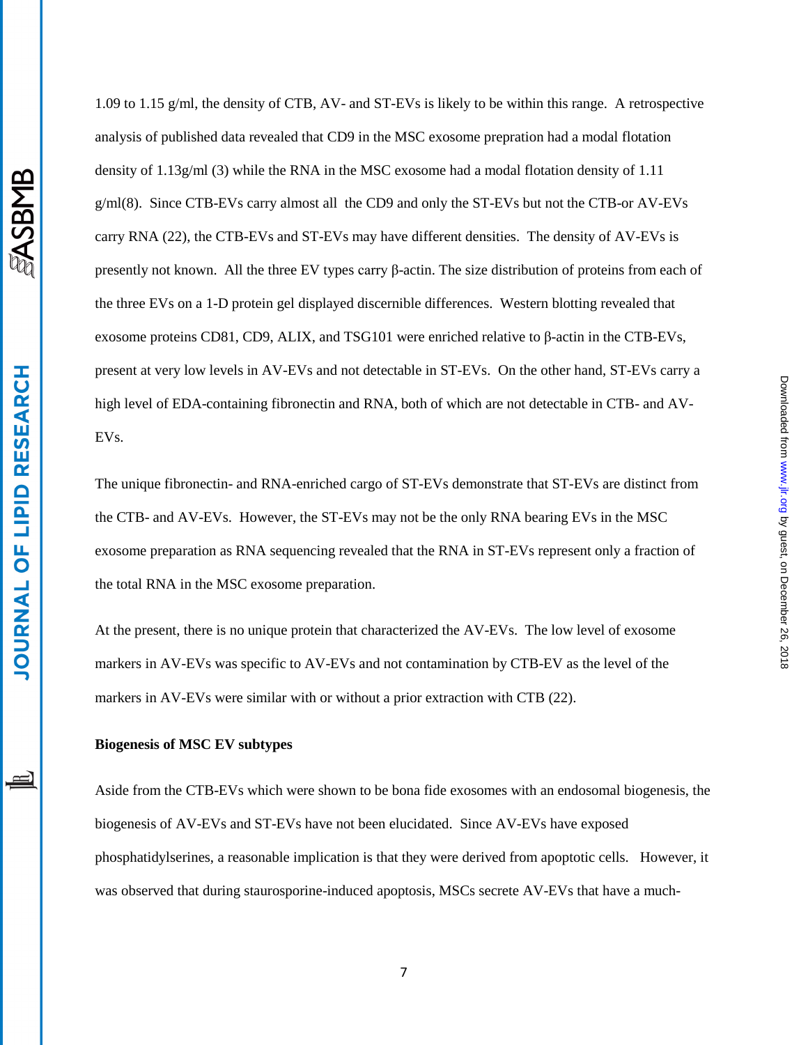1.09 to 1.15 g/ml, the density of CTB, AV- and ST-EVs is likely to be within this range. A retrospective analysis of published data revealed that CD9 in the MSC exosome prepration had a modal flotation density of 1.13g/ml (3) while the RNA in the MSC exosome had a modal flotation density of 1.11 g/ml(8). Since CTB-EVs carry almost all the CD9 and only the ST-EVs but not the CTB-or AV-EVs carry RNA (22), the CTB-EVs and ST-EVs may have different densities. The density of AV-EVs is presently not known. All the three EV types carry β-actin. The size distribution of proteins from each of the three EVs on a 1-D protein gel displayed discernible differences. Western blotting revealed that exosome proteins CD81, CD9, ALIX, and TSG101 were enriched relative to β-actin in the CTB-EVs, present at very low levels in AV-EVs and not detectable in ST-EVs. On the other hand, ST-EVs carry a high level of EDA-containing fibronectin and RNA, both of which are not detectable in CTB- and AV-EVs.

The unique fibronectin- and RNA-enriched cargo of ST-EVs demonstrate that ST-EVs are distinct from the CTB- and AV-EVs. However, the ST-EVs may not be the only RNA bearing EVs in the MSC exosome preparation as RNA sequencing revealed that the RNA in ST-EVs represent only a fraction of the total RNA in the MSC exosome preparation.

At the present, there is no unique protein that characterized the AV-EVs. The low level of exosome markers in AV-EVs was specific to AV-EVs and not contamination by CTB-EV as the level of the markers in AV-EVs were similar with or without a prior extraction with CTB (22).

**Biogenesis of MSC EV subtypes**

Aside from the CTB-EVs which were shown to be bona fide exosomes with an endosomal biogenesis, the biogenesis of AV-EVs and ST-EVs have not been elucidated. Since AV-EVs have exposed phosphatidylserines, a reasonable implication is that they were derived from apoptotic cells. However, it was observed that during staurosporine-induced apoptosis, MSCs secrete AV-EVs that have a much-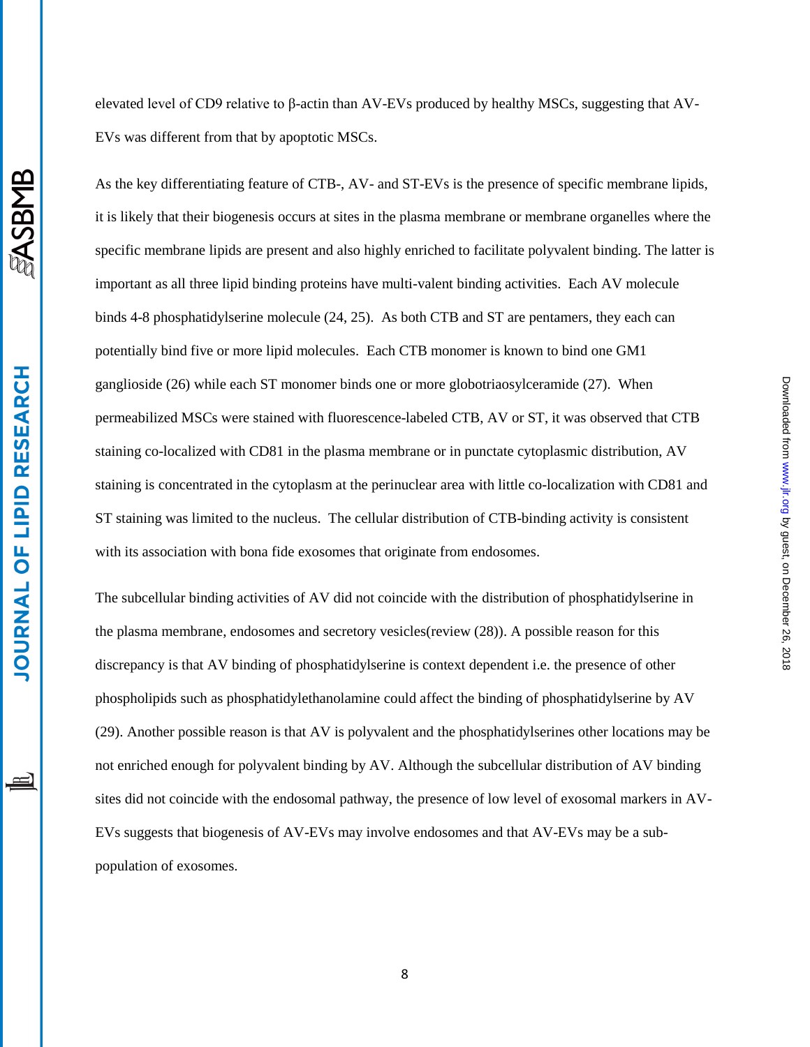elevated level of CD9 relative to β-actin than AV-EVs produced by healthy MSCs, suggesting that AV-EVs was different from that by apoptotic MSCs.

As the key differentiating feature of CTB-, AV- and ST-EVs is the presence of specific membrane lipids, it is likely that their biogenesis occurs at sites in the plasma membrane or membrane organelles where the specific membrane lipids are present and also highly enriched to facilitate polyvalent binding. The latter is important as all three lipid binding proteins have multi-valent binding activities. Each AV molecule binds 4-8 phosphatidylserine molecule (24, 25). As both CTB and ST are pentamers, they each can potentially bind five or more lipid molecules. Each CTB monomer is known to bind one GM1 ganglioside (26) while each ST monomer binds one or more globotriaosylceramide (27). When permeabilized MSCs were stained with fluorescence-labeled CTB, AV or ST, it was observed that CTB staining co-localized with CD81 in the plasma membrane or in punctate cytoplasmic distribution, AV staining is concentrated in the cytoplasm at the perinuclear area with little co-localization with CD81 and ST staining was limited to the nucleus. The cellular distribution of CTB-binding activity is consistent with its association with bona fide exosomes that originate from endosomes.

The subcellular binding activities of AV did not coincide with the distribution of phosphatidylserine in the plasma membrane, endosomes and secretory vesicles(review (28)). A possible reason for this discrepancy is that AV binding of phosphatidylserine is context dependent i.e. the presence of other phospholipids such as phosphatidylethanolamine could affect the binding of phosphatidylserine by AV (29). Another possible reason is that AV is polyvalent and the phosphatidylserines other locations may be not enriched enough for polyvalent binding by AV. Although the subcellular distribution of AV binding sites did not coincide with the endosomal pathway, the presence of low level of exosomal markers in AV-EVs suggests that biogenesis of AV-EVs may involve endosomes and that AV-EVs may be a sub-population of exosomes.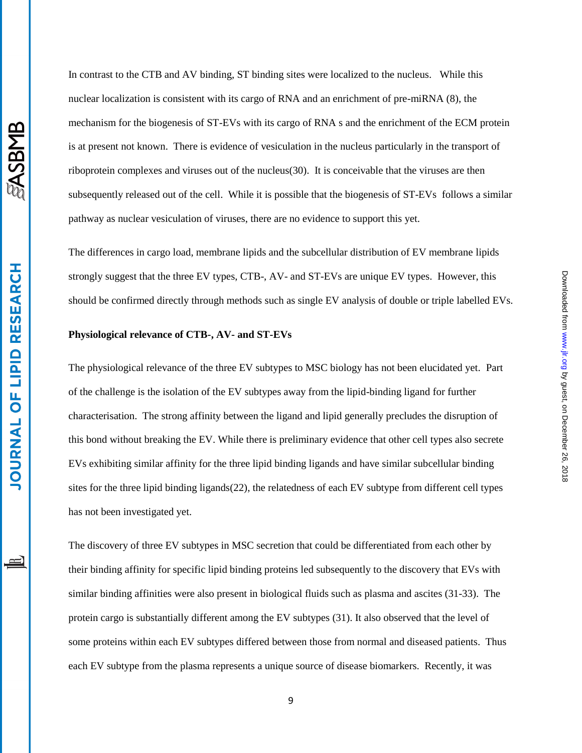In contrast to the CTB and AV binding, ST binding sites were localized to the nucleus. While this nuclear localization is consistent with its cargo of RNA and an enrichment of pre-miRNA (8), the mechanism for the biogenesis of ST-EVs with its cargo of RNA s and the enrichment of the ECM protein is at present not known. There is evidence of vesiculation in the nucleus particularly in the transport of riboprotein complexes and viruses out of the nucleus(30). It is conceivable that the viruses are then subsequently released out of the cell. While it is possible that the biogenesis of ST-EVs follows a similar pathway as nuclear vesiculation of viruses, there are no evidence to support this yet.

The differences in cargo load, membrane lipids and the subcellular distribution of EV membrane lipids strongly suggest that the three EV types, CTB-, AV- and ST-EVs are unique EV types. However, this should be confirmed directly through methods such as single EV analysis of double or triple labelled EVs.

**Physiological relevance of CTB-, AV- and ST-EVs**

The physiological relevance of the three EV subtypes to MSC biology has not been elucidated yet. Part of the challenge is the isolation of the EV subtypes away from the lipid-binding ligand for further characterisation. The strong affinity between the ligand and lipid generally precludes the disruption of this bond without breaking the EV. While there is preliminary evidence that other cell types also secrete EVs exhibiting similar affinity for the three lipid binding ligands and have similar subcellular binding sites for the three lipid binding ligands(22), the relatedness of each EV subtype from different cell types has not been investigated yet.

The discovery of three EV subtypes in MSC secretion that could be differentiated from each other by their binding affinity for specific lipid binding proteins led subsequently to the discovery that EVs with similar binding affinities were also present in biological fluids such as plasma and ascites (31-33). The protein cargo is substantially different among the EV subtypes (31). It also observed that the level of some proteins within each EV subtypes differed between those from normal and diseased patients. Thus each EV subtype from the plasma represents a unique source of disease biomarkers. Recently, it was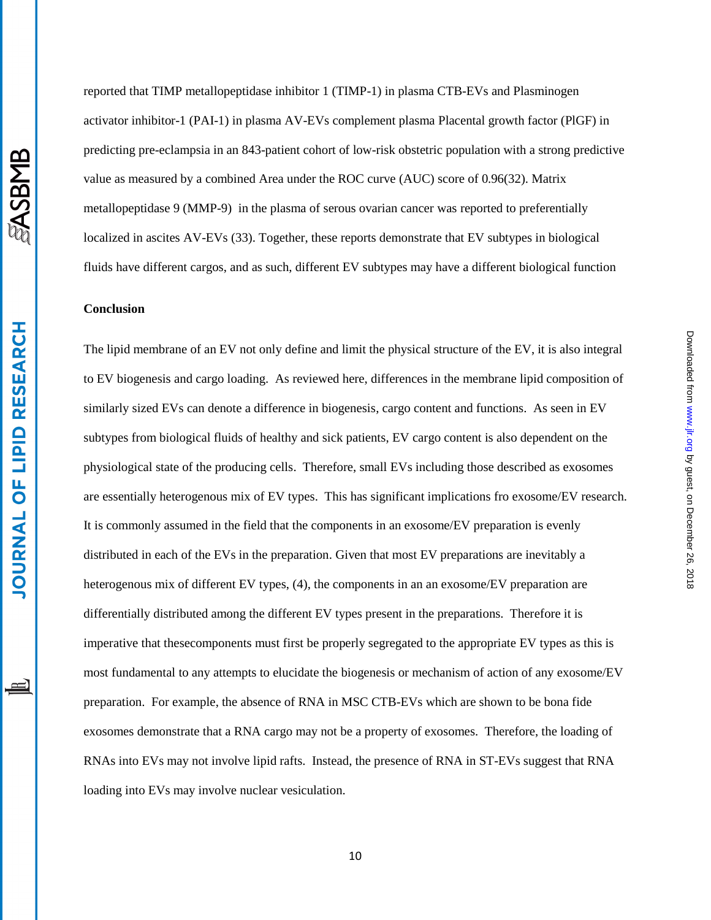reported that TIMP metallopeptidase inhibitor 1 (TIMP-1) in plasma CTB-EVs and Plasminogen activator inhibitor-1 (PAI-1) in plasma AV-EVs complement plasma Placental growth factor (PlGF) in predicting pre-eclampsia in an 843-patient cohort of low-risk obstetric population with a strong predictive value as measured by a combined Area under the ROC curve (AUC) score of 0.96(32). Matrix metallopeptidase 9 (MMP-9) in the plasma of serous ovarian cancer was reported to preferentially localized in ascites AV-EVs (33). Together, these reports demonstrate that EV subtypes in biological fluids have different cargos, and as such, different EV subtypes may have a different biological function

## Conclusion

The lipid membrane of an EV not only define and limit the physical structure of the EV, it is also integral to EV biogenesis and cargo loading. As reviewed here, differences in the membrane lipid composition of similarly sized EVs can denote a difference in biogenesis, cargo content and functions. As seen in EV subtypes from biological fluids of healthy and sick patients, EV cargo content is also dependent on the physiological state of the producing cells. Therefore, small EVs including those described as exosomes are essentially heterogenous mix of EV types. This has significant implications fro exosome/EV research. It is commonly assumed in the field that the components in an exosome/EV preparation is evenly distributed in each of the EVs in the preparation. Given that most EV preparations are inevitably a heterogenous mix of different EV types, (4), the components in an an exosome/EV preparation are differentially distributed among the different EV types present in the preparations. Therefore it is imperative that thesecomponents must first be properly segregated to the appropriate EV types as this is most fundamental to any attempts to elucidate the biogenesis or mechanism of action of any exosome/EV preparation. For example, the absence of RNA in MSC CTB-EVs which are shown to be bona fide exosomes demonstrate that a RNA cargo may not be a property of exosomes. Therefore, the loading of RNAs into EVs may not involve lipid rafts. Instead, the presence of RNA in ST-EVs suggest that RNA loading into EVs may involve nuclear vesiculation.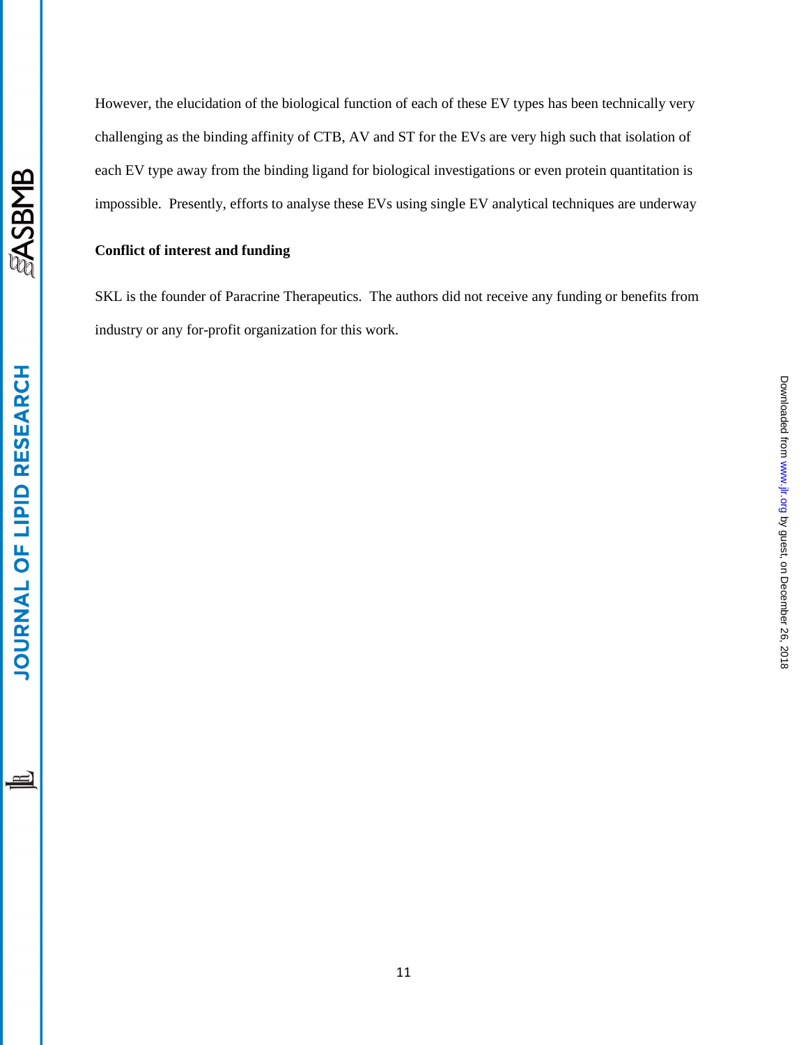However, the elucidation of the biological function of each of these EV types has been technically very challenging as the binding affinity of CTB, AV and ST for the EVs are very high such that isolation of each EV type away from the binding ligand for biological investigations or even protein quantitation is impossible. Presently, efforts to analyse these EVs using single EV analytical techniques are underway

**Conflict of interest and funding**

SKL is the founder of Paracrine Therapeutics. The authors did not receive any funding or benefits from industry or any for-profit organization for this work.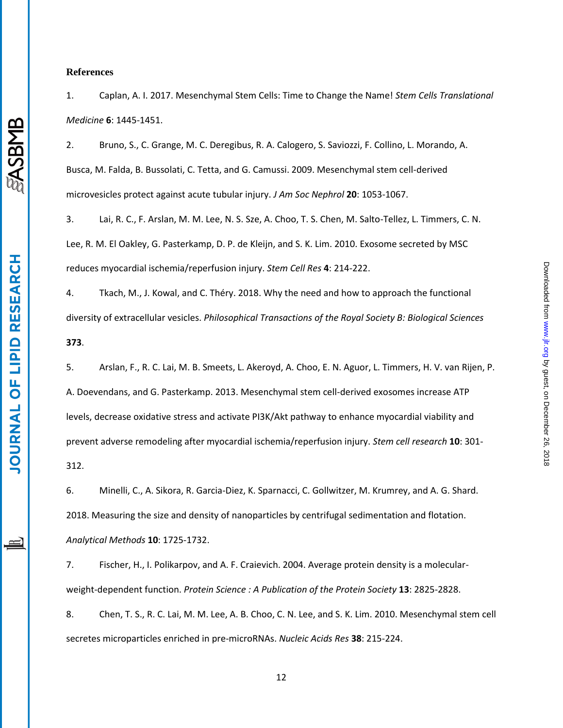**References**

1. Caplan, A. I. 2017. Mesenchymal Stem Cells: Time to Change the Name! *Stem Cells Translational Medicine* **6**: 1445-1451.

2. Bruno, S., C. Grange, M. C. Deregibus, R. A. Calogero, S. Saviozzi, F. Collino, L. Morando, A. Busca, M. Falda, B. Bussolati, C. Tetta, and G. Camussi. 2009. Mesenchymal stem cell-derived microvesicles protect against acute tubular injury. *J Am Soc Nephrol* **20**: 1053-1067.

3. Lai, R. C., F. Arslan, M. M. Lee, N. S. Sze, A. Choo, T. S. Chen, M. Salto-Tellez, L. Timmers, C. N. Lee, R. M. El Oakley, G. Pasterkamp, D. P. de Kleijn, and S. K. Lim. 2010. Exosome secreted by MSC reduces myocardial ischemia/reperfusion injury. *Stem Cell Res* **4**: 214-222.

4. Tkach, M., J. Kowal, and C. Théry. 2018. Why the need and how to approach the functional diversity of extracellular vesicles. *Philosophical Transactions of the Royal Society B: Biological Sciences* **373**.

5. Arslan, F., R. C. Lai, M. B. Smeets, L. Akeroyd, A. Choo, E. N. Aguor, L. Timmers, H. V. van Rijen, P. A. Doevendans, and G. Pasterkamp. 2013. Mesenchymal stem cell-derived exosomes increase ATP levels, decrease oxidative stress and activate PI3K/Akt pathway to enhance myocardial viability and prevent adverse remodeling after myocardial ischemia/reperfusion injury. *Stem cell research* **10**: 301-312.

6. Minelli, C., A. Sikora, R. Garcia-Diez, K. Sparnacci, C. Gollwitzer, M. Krumrey, and A. G. Shard. 2018. Measuring the size and density of nanoparticles by centrifugal sedimentation and flotation. *Analytical Methods* **10**: 1725-1732.

7. Fischer, H., I. Polikarpov, and A. F. Craievich. 2004. Average protein density is a molecular-weight-dependent function. *Protein Science : A Publication of the Protein Society* **13**: 2825-2828.

8. Chen, T. S., R. C. Lai, M. M. Lee, A. B. Choo, C. N. Lee, and S. K. Lim. 2010. Mesenchymal stem cell secretes microparticles enriched in pre-microRNAs. *Nucleic Acids Res* **38**: 215-224.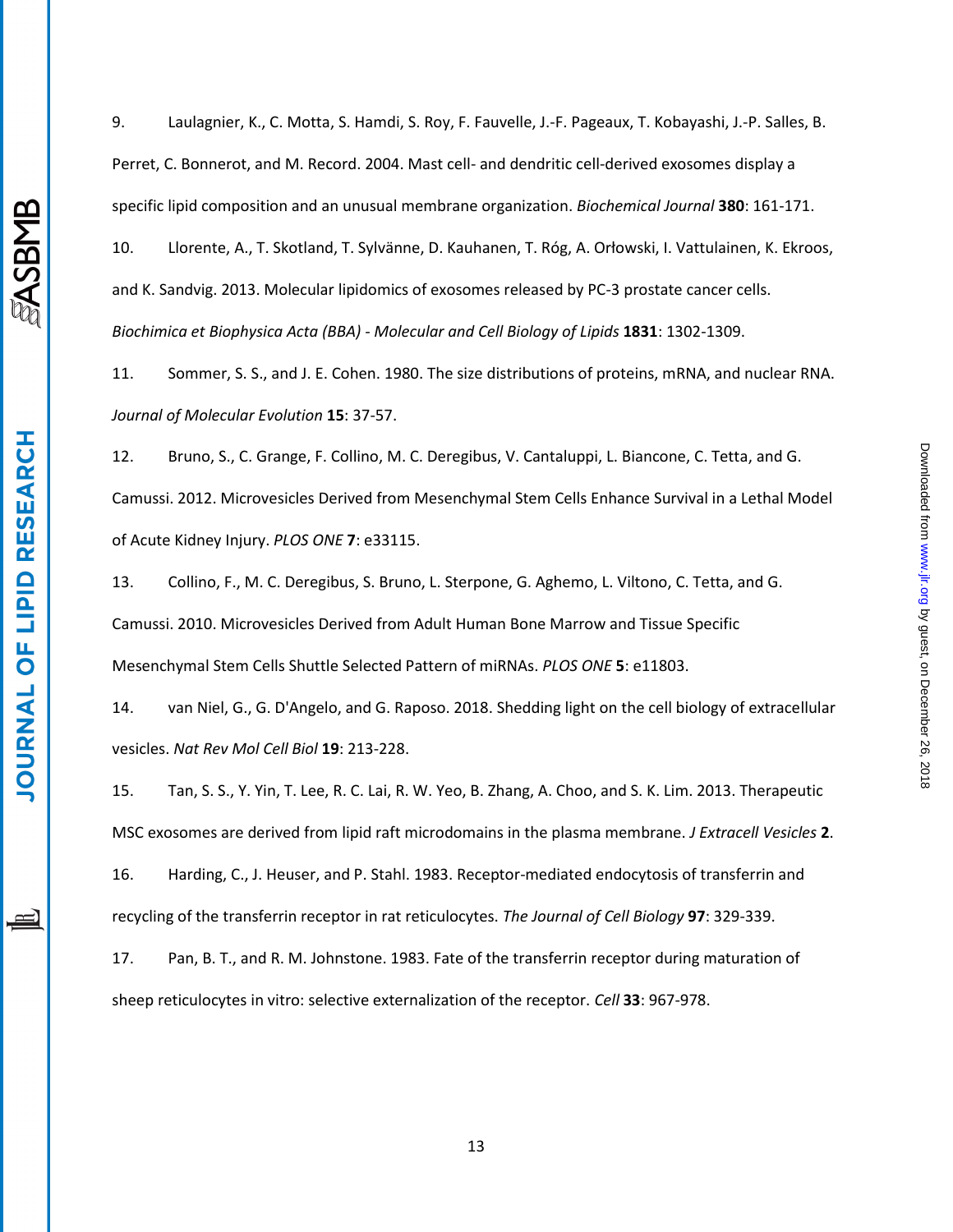9. Laulagnier, K., C. Motta, S. Hamdi, S. Roy, F. Fauvelle, J.-F. Pageaux, T. Kobayashi, J.-P. Salles, B. Perret, C. Bonnerot, and M. Record. 2004. Mast cell- and dendritic cell-derived exosomes display a specific lipid composition and an unusual membrane organization. *Biochemical Journal* **380**: 161-171.

10. Llorente, A., T. Skotland, T. Sylvänne, D. Kauhanen, T. Róg, A. Orłowski, I. Vattulainen, K. Ekroos, and K. Sandvig. 2013. Molecular lipidomics of exosomes released by PC-3 prostate cancer cells. *Biochimica et Biophysica Acta (BBA) - Molecular and Cell Biology of Lipids* **1831**: 1302-1309.

11. Sommer, S. S., and J. E. Cohen. 1980. The size distributions of proteins, mRNA, and nuclear RNA. *Journal of Molecular Evolution* **15**: 37-57.

12. Bruno, S., C. Grange, F. Collino, M. C. Deregibus, V. Cantaluppi, L. Biancone, C. Tetta, and G. Camussi. 2012. Microvesicles Derived from Mesenchymal Stem Cells Enhance Survival in a Lethal Model of Acute Kidney Injury. *PLOS ONE* **7**: e33115.

13. Collino, F., M. C. Deregibus, S. Bruno, L. Sterpone, G. Aghemo, L. Viltono, C. Tetta, and G. Camussi. 2010. Microvesicles Derived from Adult Human Bone Marrow and Tissue Specific Mesenchymal Stem Cells Shuttle Selected Pattern of miRNAs. *PLOS ONE* **5**: e11803.

14. van Niel, G., G. D'Angelo, and G. Raposo. 2018. Shedding light on the cell biology of extracellular vesicles. *Nat Rev Mol Cell Biol* **19**: 213-228.

15. Tan, S. S., Y. Yin, T. Lee, R. C. Lai, R. W. Yeo, B. Zhang, A. Choo, and S. K. Lim. 2013. Therapeutic MSC exosomes are derived from lipid raft microdomains in the plasma membrane. *J Extracell Vesicles* **2**.

16. Harding, C., J. Heuser, and P. Stahl. 1983. Receptor-mediated endocytosis of transferrin and recycling of the transferrin receptor in rat reticulocytes. *The Journal of Cell Biology* **97**: 329-339.

17. Pan, B. T., and R. M. Johnstone. 1983. Fate of the transferrin receptor during maturation of sheep reticulocytes in vitro: selective externalization of the receptor. *Cell* **33**: 967-978.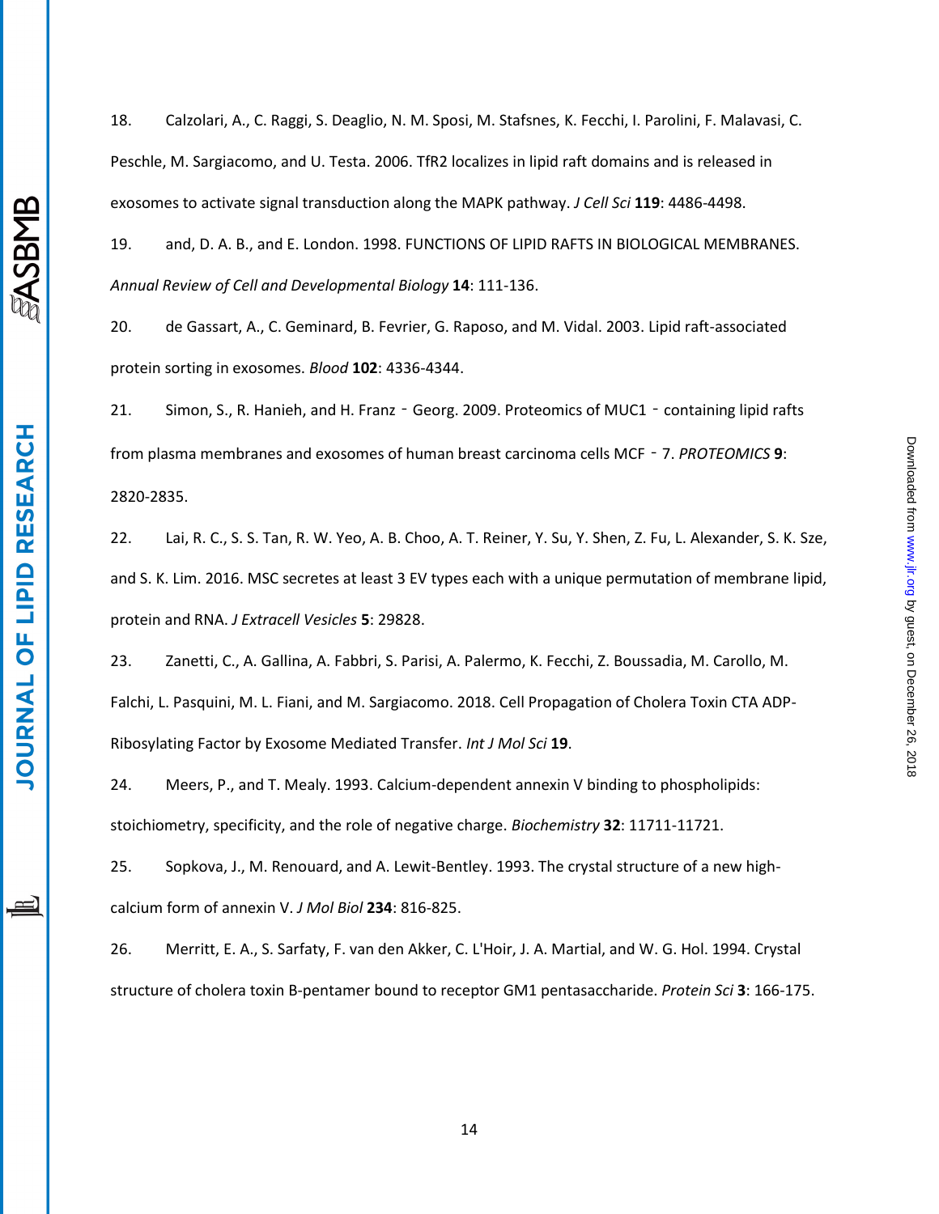18. Calzolari, A., C. Raggi, S. Deaglio, N. M. Sposi, M. Stafsnes, K. Fecchi, I. Parolini, F. Malavasi, C. Peschle, M. Sargiacomo, and U. Testa. 2006. TfR2 localizes in lipid raft domains and is released in exosomes to activate signal transduction along the MAPK pathway. *J Cell Sci* **119**: 4486-4498.

19. and, D. A. B., and E. London. 1998. FUNCTIONS OF LIPID RAFTS IN BIOLOGICAL MEMBRANES. *Annual Review of Cell and Developmental Biology* **14**: 111-136.

20. de Gassart, A., C. Geminard, B. Fevrier, G. Raposo, and M. Vidal. 2003. Lipid raft-associated protein sorting in exosomes. *Blood* **102**: 4336-4344.

21. Simon, S., R. Hanieh, and H. Franz‐Georg. 2009. Proteomics of MUC1‐containing lipid rafts from plasma membranes and exosomes of human breast carcinoma cells MCF‐7. *PROTEOMICS* **9**: 2820-2835.

22. Lai, R. C., S. S. Tan, R. W. Yeo, A. B. Choo, A. T. Reiner, Y. Su, Y. Shen, Z. Fu, L. Alexander, S. K. Sze, and S. K. Lim. 2016. MSC secretes at least 3 EV types each with a unique permutation of membrane lipid, protein and RNA. *J Extracell Vesicles* **5**: 29828.

23. Zanetti, C., A. Gallina, A. Fabbri, S. Parisi, A. Palermo, K. Fecchi, Z. Boussadia, M. Carollo, M. Falchi, L. Pasquini, M. L. Fiani, and M. Sargiacomo. 2018. Cell Propagation of Cholera Toxin CTA ADP-Ribosylating Factor by Exosome Mediated Transfer. *Int J Mol Sci* **19**.

24. Meers, P., and T. Mealy. 1993. Calcium-dependent annexin V binding to phospholipids: stoichiometry, specificity, and the role of negative charge. *Biochemistry* **32**: 11711-11721.

25. Sopkova, J., M. Renouard, and A. Lewit-Bentley. 1993. The crystal structure of a new high-calcium form of annexin V. *J Mol Biol* **234**: 816-825.

26. Merritt, E. A., S. Sarfaty, F. van den Akker, C. L'Hoir, J. A. Martial, and W. G. Hol. 1994. Crystal structure of cholera toxin B-pentamer bound to receptor GM1 pentasaccharide. *Protein Sci* **3**: 166-175.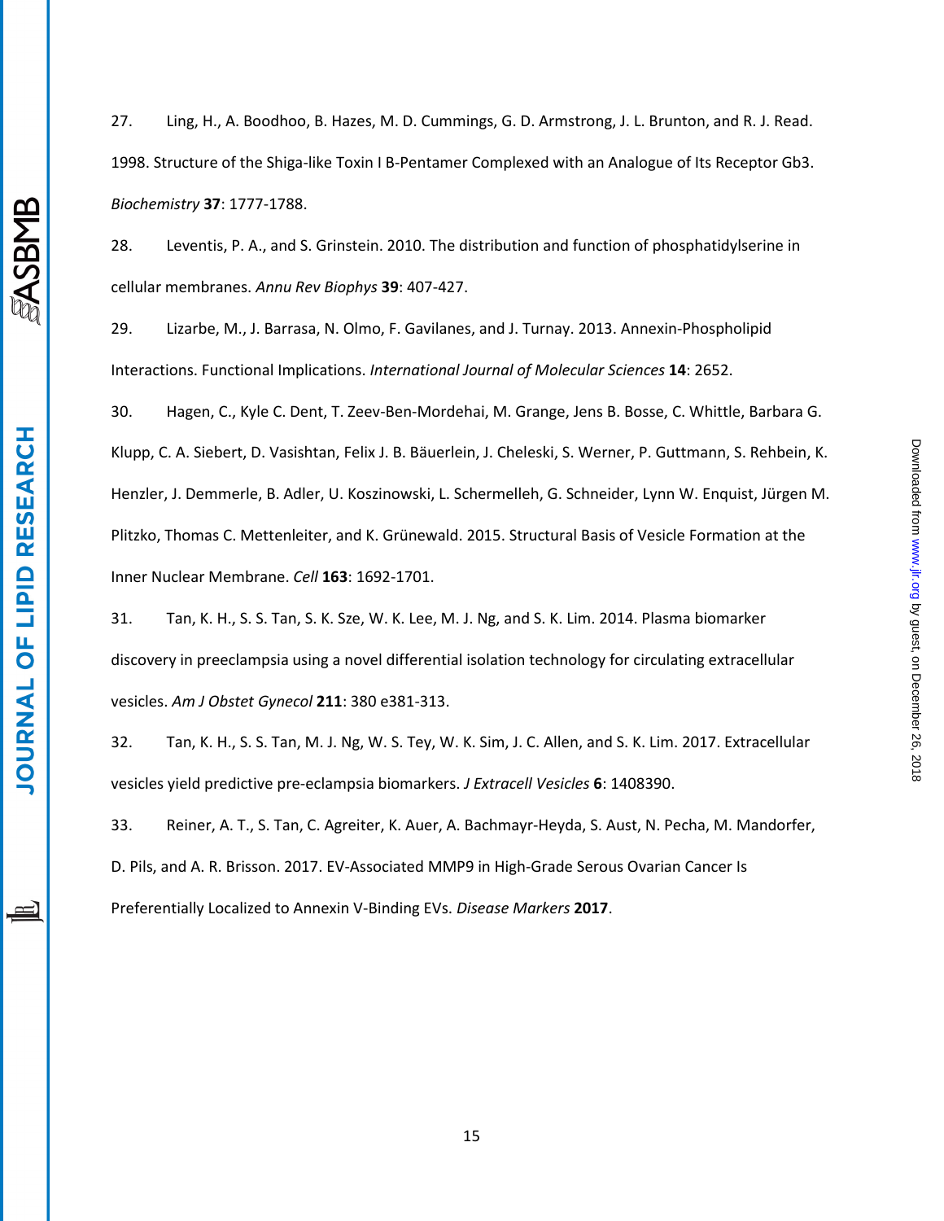27. Ling, H., A. Boodhoo, B. Hazes, M. D. Cummings, G. D. Armstrong, J. L. Brunton, and R. J. Read. 1998. Structure of the Shiga-like Toxin I B-Pentamer Complexed with an Analogue of Its Receptor Gb3. *Biochemistry* **37**: 1777-1788.

28. Leventis, P. A., and S. Grinstein. 2010. The distribution and function of phosphatidylserine in cellular membranes. *Annu Rev Biophys* **39**: 407-427.

29. Lizarbe, M., J. Barrasa, N. Olmo, F. Gavilanes, and J. Turnay. 2013. Annexin-Phospholipid Interactions. Functional Implications. *International Journal of Molecular Sciences* **14**: 2652.

30. Hagen, C., Kyle C. Dent, T. Zeev-Ben-Mordehai, M. Grange, Jens B. Bosse, C. Whittle, Barbara G. Klupp, C. A. Siebert, D. Vasishtan, Felix J. B. Bäuerlein, J. Cheleski, S. Werner, P. Guttmann, S. Rehbein, K. Henzler, J. Demmerle, B. Adler, U. Koszinowski, L. Schermelleh, G. Schneider, Lynn W. Enquist, Jürgen M. Plitzko, Thomas C. Mettenleiter, and K. Grünewald. 2015. Structural Basis of Vesicle Formation at the Inner Nuclear Membrane. *Cell* **163**: 1692-1701.

31. Tan, K. H., S. S. Tan, S. K. Sze, W. K. Lee, M. J. Ng, and S. K. Lim. 2014. Plasma biomarker discovery in preeclampsia using a novel differential isolation technology for circulating extracellular vesicles. *Am J Obstet Gynecol* **211**: 380 e381-313.

32. Tan, K. H., S. S. Tan, M. J. Ng, W. S. Tey, W. K. Sim, J. C. Allen, and S. K. Lim. 2017. Extracellular vesicles yield predictive pre-eclampsia biomarkers. *J Extracell Vesicles* **6**: 1408390.

33. Reiner, A. T., S. Tan, C. Agreiter, K. Auer, A. Bachmayr-Heyda, S. Aust, N. Pecha, M. Mandorfer, D. Pils, and A. R. Brisson. 2017. EV-Associated MMP9 in High-Grade Serous Ovarian Cancer Is Preferentially Localized to Annexin V-Binding EVs. *Disease Markers* **2017**.